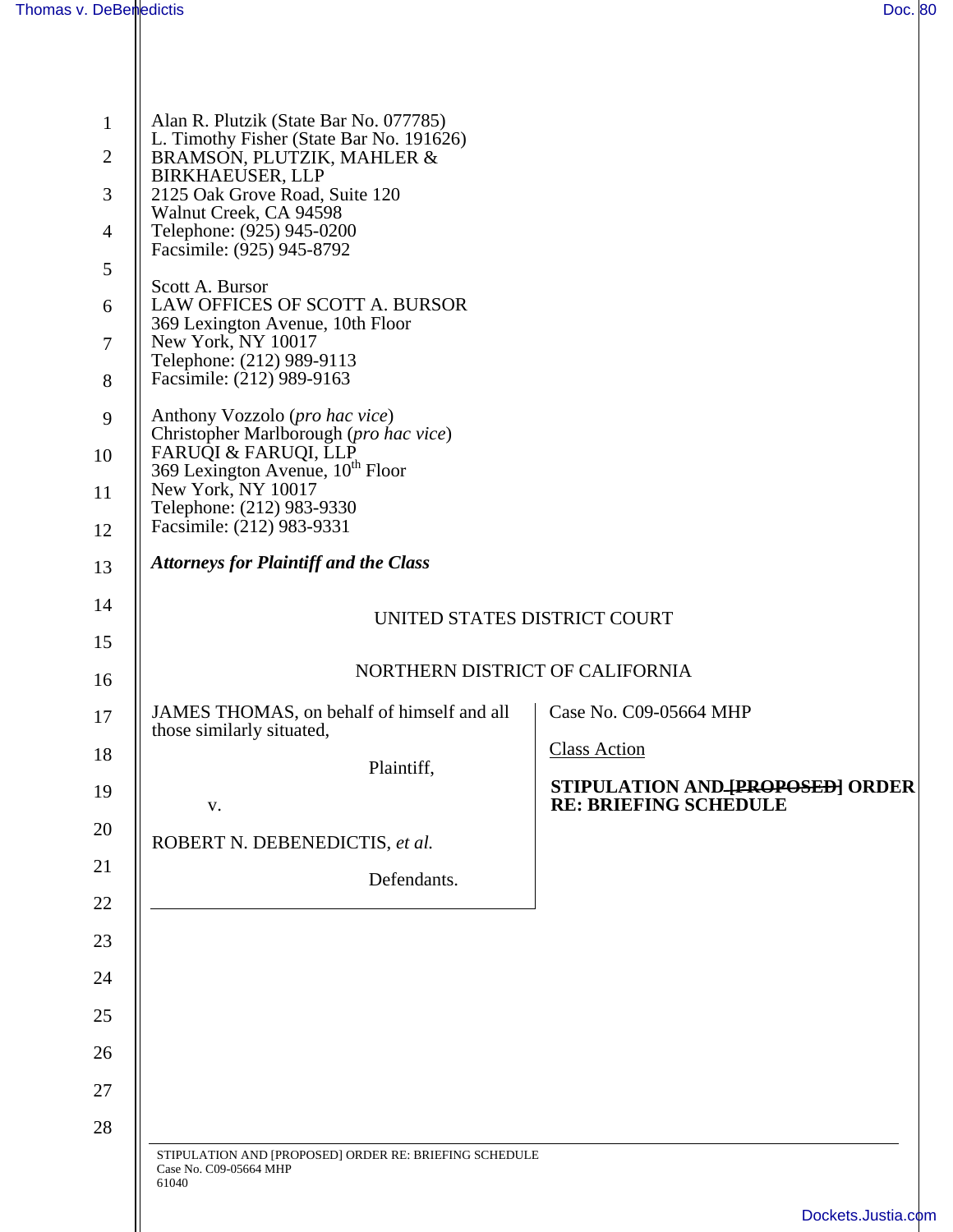Alan R. Plutzik (State Bar No. 077785)
L. Timothy Fisher (State Bar No. 191626)
BRAMSON, PLUTZIK, MAHLER &
BIRKHAEUSER, LLP
2125 Oak Grove Road, Suite 120
Walnut Creek, CA 94598
Telephone: (925) 945-0200
Facsimile: (925) 945-8792

Scott A. Bursor
LAW OFFICES OF SCOTT A. BURSOR
369 Lexington Avenue, 10th Floor
New York, NY 10017
Telephone: (212) 989-9113
Facsimile: (212) 989-9163

Anthony Vozzolo (*pro hac vice*)
Christopher Marlborough (*pro hac vice*)
FARUQI & FARUQI, LLP
369 Lexington Avenue, 10th Floor
New York, NY 10017
Telephone: (212) 983-9330
Facsimile: (212) 983-9331

***Attorneys for Plaintiff and the Class***

UNITED STATES DISTRICT COURT

NORTHERN DISTRICT OF CALIFORNIA

JAMES THOMAS, on behalf of himself and all those similarly situated,

Plaintiff,

v.

ROBERT N. DEBENEDICTIS, *et al.*

Defendants.

Case No. C09-05664 MHP

Class Action

**STIPULATION AND ~~[PROPOSED]~~ ORDER RE: BRIEFING SCHEDULE**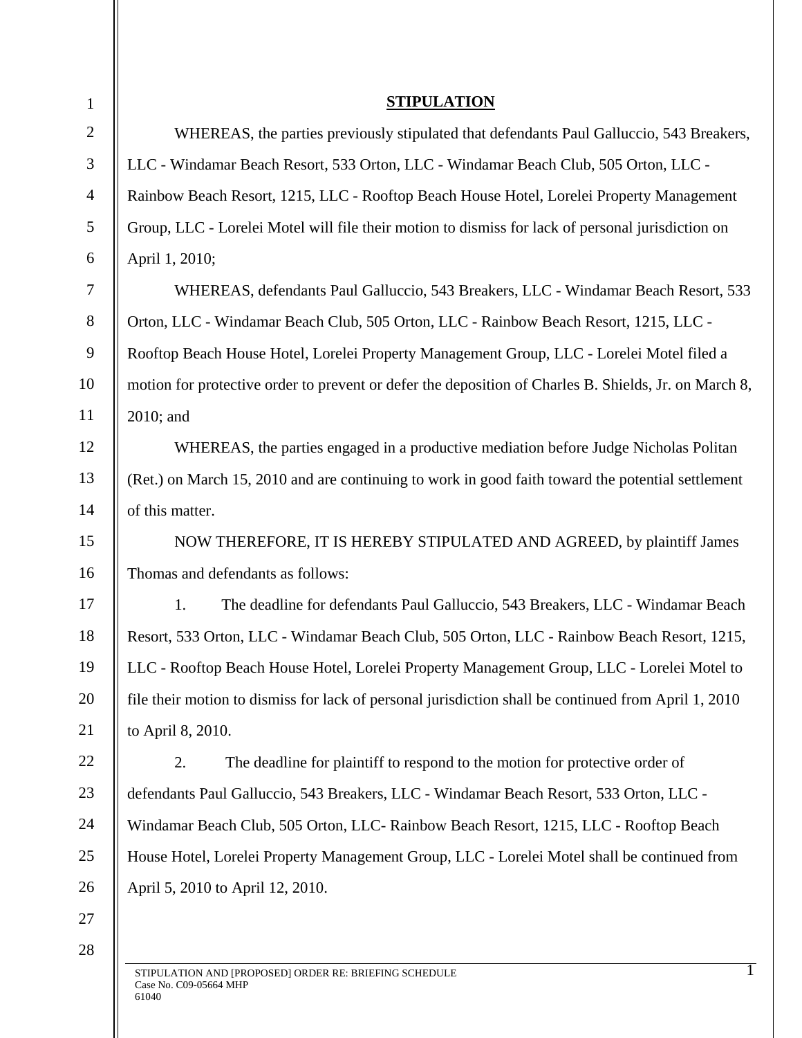**STIPULATION**

WHEREAS, the parties previously stipulated that defendants Paul Galluccio, 543 Breakers, LLC - Windamar Beach Resort, 533 Orton, LLC - Windamar Beach Club, 505 Orton, LLC - Rainbow Beach Resort, 1215, LLC - Rooftop Beach House Hotel, Lorelei Property Management Group, LLC - Lorelei Motel will file their motion to dismiss for lack of personal jurisdiction on April 1, 2010;

WHEREAS, defendants Paul Galluccio, 543 Breakers, LLC - Windamar Beach Resort, 533 Orton, LLC - Windamar Beach Club, 505 Orton, LLC - Rainbow Beach Resort, 1215, LLC - Rooftop Beach House Hotel, Lorelei Property Management Group, LLC - Lorelei Motel filed a motion for protective order to prevent or defer the deposition of Charles B. Shields, Jr. on March 8, 2010; and

WHEREAS, the parties engaged in a productive mediation before Judge Nicholas Politan (Ret.) on March 15, 2010 and are continuing to work in good faith toward the potential settlement of this matter.

NOW THEREFORE, IT IS HEREBY STIPULATED AND AGREED, by plaintiff James Thomas and defendants as follows:

1. The deadline for defendants Paul Galluccio, 543 Breakers, LLC - Windamar Beach Resort, 533 Orton, LLC - Windamar Beach Club, 505 Orton, LLC - Rainbow Beach Resort, 1215, LLC - Rooftop Beach House Hotel, Lorelei Property Management Group, LLC - Lorelei Motel to file their motion to dismiss for lack of personal jurisdiction shall be continued from April 1, 2010 to April 8, 2010.

2. The deadline for plaintiff to respond to the motion for protective order of defendants Paul Galluccio, 543 Breakers, LLC - Windamar Beach Resort, 533 Orton, LLC - Windamar Beach Club, 505 Orton, LLC- Rainbow Beach Resort, 1215, LLC - Rooftop Beach House Hotel, Lorelei Property Management Group, LLC - Lorelei Motel shall be continued from April 5, 2010 to April 12, 2010.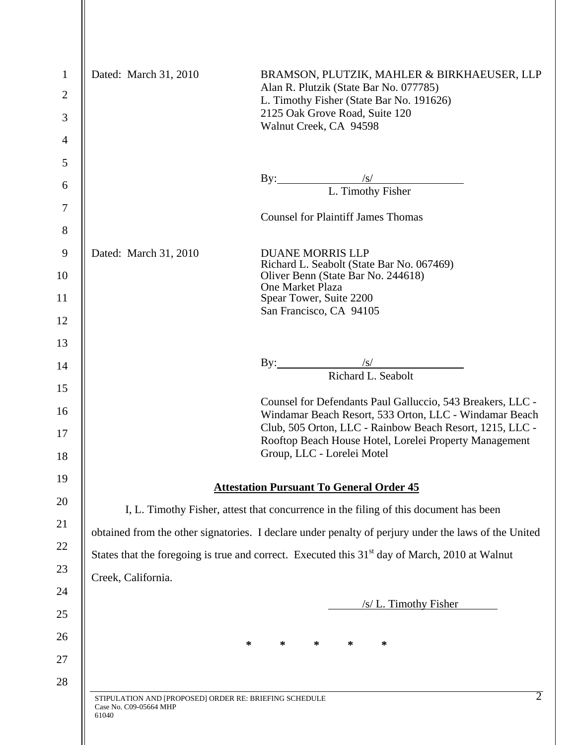Dated: March 31, 2010

BRAMSON, PLUTZIK, MAHLER & BIRKHAEUSER, LLP
Alan R. Plutzik (State Bar No. 077785)
L. Timothy Fisher (State Bar No. 191626)
2125 Oak Grove Road, Suite 120
Walnut Creek, CA 94598

By: /s/
L. Timothy Fisher

Counsel for Plaintiff James Thomas

Dated: March 31, 2010

DUANE MORRIS LLP
Richard L. Seabolt (State Bar No. 067469)
Oliver Benn (State Bar No. 244618)
One Market Plaza
Spear Tower, Suite 2200
San Francisco, CA 94105

By: /s/
Richard L. Seabolt

Counsel for Defendants Paul Galluccio, 543 Breakers, LLC - Windamar Beach Resort, 533 Orton, LLC - Windamar Beach Club, 505 Orton, LLC - Rainbow Beach Resort, 1215, LLC - Rooftop Beach House Hotel, Lorelei Property Management Group, LLC - Lorelei Motel

**Attestation Pursuant To General Order 45**

I, L. Timothy Fisher, attest that concurrence in the filing of this document has been obtained from the other signatories. I declare under penalty of perjury under the laws of the United States that the foregoing is true and correct. Executed this 31st day of March, 2010 at Walnut Creek, California.

/s/ L. Timothy Fisher

\* \* \* \* \*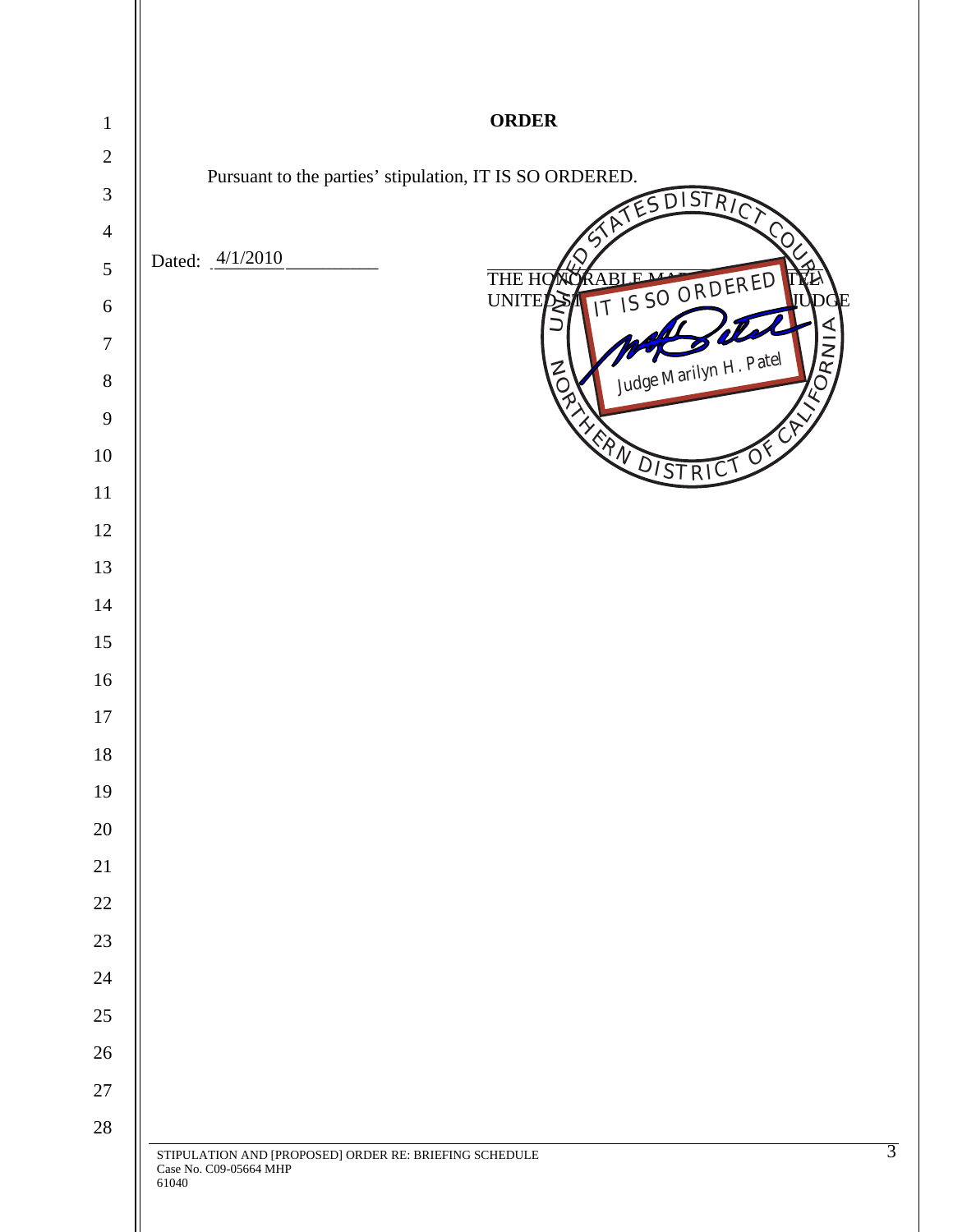**ORDER**

Pursuant to the parties' stipulation, IT IS SO ORDERED.

Dated: 4/1/2010

THE HONORABLE MARILYN HALL PATEL
UNITED STATES DISTRICT JUDGE

UNITED STATES DISTRICT COURT
NORTHERN DISTRICT OF CALIFORNIA
IT IS SO ORDERED
Judge Marilyn H. Patel

STIPULATION AND [PROPOSED] ORDER RE: BRIEFING SCHEDULE
Case No. C09-05664 MHP
61040